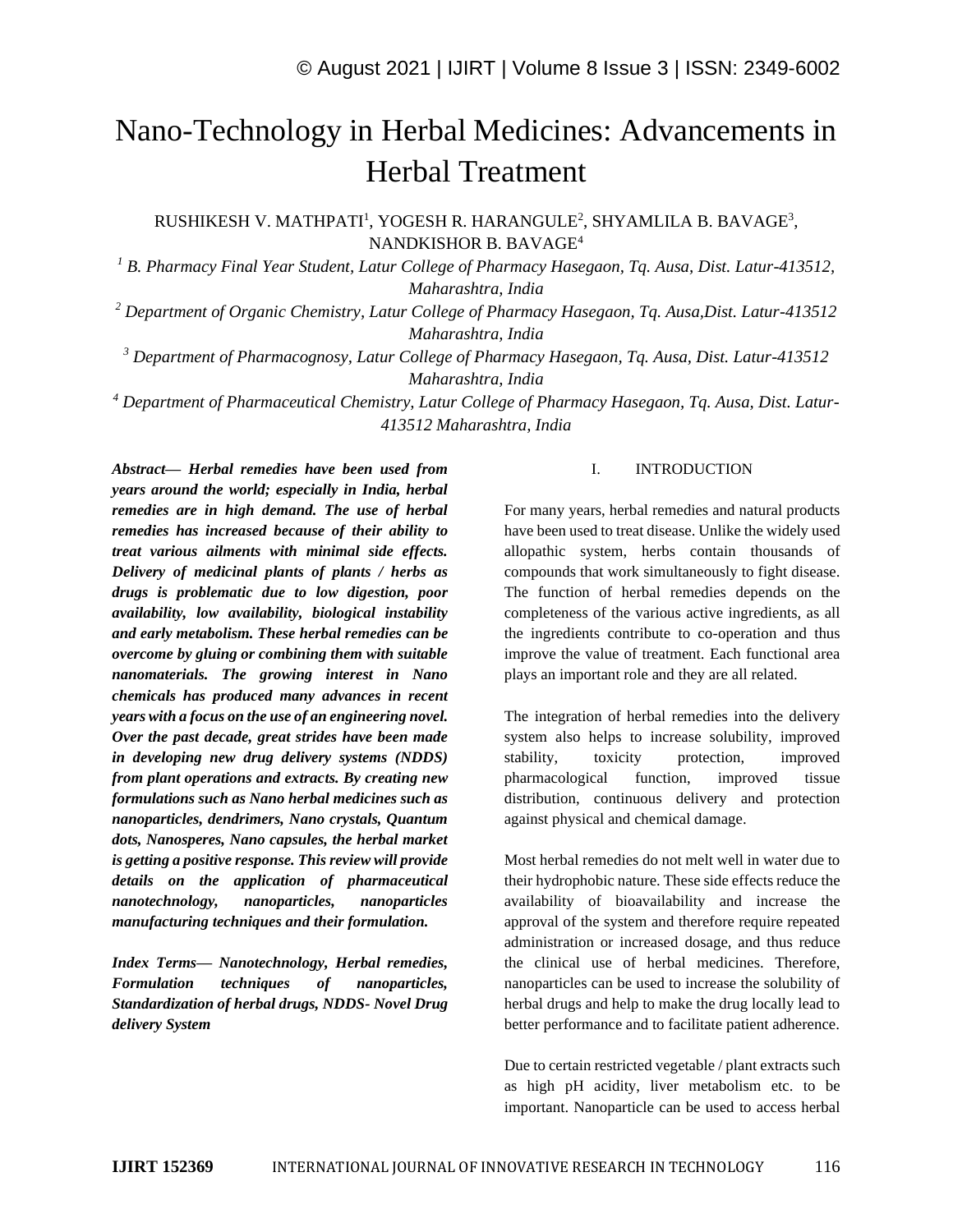# Nano-Technology in Herbal Medicines: Advancements in Herbal Treatment

RUSHIKESH V. MATHPATI[1], YOGESH R. HARANGULE[2], SHYAMLILA B. BAVAGE[3], NANDKISHOR B. BAVAGE[4]

*[1] B. Pharmacy Final Year Student, Latur College of Pharmacy Hasegaon, Tq. Ausa, Dist. Latur-413512, Maharashtra, India*

*[2] Department of Organic Chemistry, Latur College of Pharmacy Hasegaon, Tq. Ausa,Dist. Latur-413512 Maharashtra, India*

*[3] Department of Pharmacognosy, Latur College of Pharmacy Hasegaon, Tq. Ausa, Dist. Latur-413512 Maharashtra, India*

*[4] Department of Pharmaceutical Chemistry, Latur College of Pharmacy Hasegaon, Tq. Ausa, Dist. Latur-413512 Maharashtra, India*

***Abstract*— *Herbal remedies have been used from years around the world; especially in India, herbal remedies are in high demand. The use of herbal remedies has increased because of their ability to treat various ailments with minimal side effects. Delivery of medicinal plants of plants / herbs as drugs is problematic due to low digestion, poor availability, low availability, biological instability and early metabolism. These herbal remedies can be overcome by gluing or combining them with suitable nanomaterials. The growing interest in Nano chemicals has produced many advances in recent years with a focus on the use of an engineering novel. Over the past decade, great strides have been made in developing new drug delivery systems (NDDS) from plant operations and extracts. By creating new formulations such as Nano herbal medicines such as nanoparticles, dendrimers, Nano crystals, Quantum dots, Nanosperes, Nano capsules, the herbal market is getting a positive response. This review will provide details on the application of pharmaceutical nanotechnology, nanoparticles, nanoparticles manufacturing techniques and their formulation.***

***Index Terms*— *Nanotechnology, Herbal remedies, Formulation techniques of nanoparticles, Standardization of herbal drugs, NDDS- Novel Drug delivery System***

## I. INTRODUCTION

For many years, herbal remedies and natural products have been used to treat disease. Unlike the widely used allopathic system, herbs contain thousands of compounds that work simultaneously to fight disease. The function of herbal remedies depends on the completeness of the various active ingredients, as all the ingredients contribute to co-operation and thus improve the value of treatment. Each functional area plays an important role and they are all related.

The integration of herbal remedies into the delivery system also helps to increase solubility, improved stability, toxicity protection, improved pharmacological function, improved tissue distribution, continuous delivery and protection against physical and chemical damage.

Most herbal remedies do not melt well in water due to their hydrophobic nature. These side effects reduce the availability of bioavailability and increase the approval of the system and therefore require repeated administration or increased dosage, and thus reduce the clinical use of herbal medicines. Therefore, nanoparticles can be used to increase the solubility of herbal drugs and help to make the drug locally lead to better performance and to facilitate patient adherence.

Due to certain restricted vegetable / plant extracts such as high pH acidity, liver metabolism etc. to be important. Nanoparticle can be used to access herbal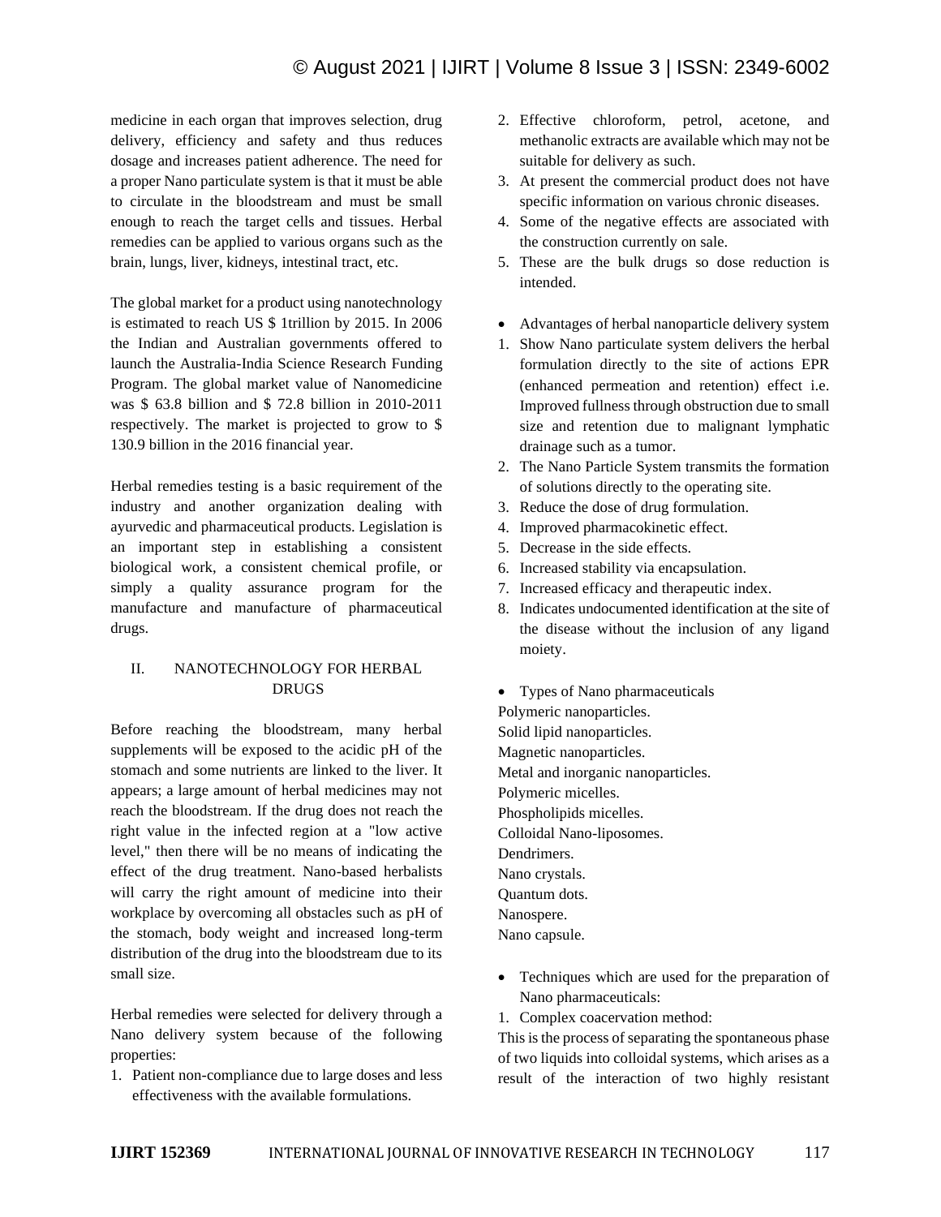medicine in each organ that improves selection, drug delivery, efficiency and safety and thus reduces dosage and increases patient adherence. The need for a proper Nano particulate system is that it must be able to circulate in the bloodstream and must be small enough to reach the target cells and tissues. Herbal remedies can be applied to various organs such as the brain, lungs, liver, kidneys, intestinal tract, etc.

The global market for a product using nanotechnology is estimated to reach US $ 1trillion by 2015. In 2006 the Indian and Australian governments offered to launch the Australia-India Science Research Funding Program. The global market value of Nanomedicine was $ 63.8 billion and $ 72.8 billion in 2010-2011 respectively. The market is projected to grow to $ 130.9 billion in the 2016 financial year.

Herbal remedies testing is a basic requirement of the industry and another organization dealing with ayurvedic and pharmaceutical products. Legislation is an important step in establishing a consistent biological work, a consistent chemical profile, or simply a quality assurance program for the manufacture and manufacture of pharmaceutical drugs.

## II. NANOTECHNOLOGY FOR HERBAL DRUGS

Before reaching the bloodstream, many herbal supplements will be exposed to the acidic pH of the stomach and some nutrients are linked to the liver. It appears; a large amount of herbal medicines may not reach the bloodstream. If the drug does not reach the right value in the infected region at a "low active level," then there will be no means of indicating the effect of the drug treatment. Nano-based herbalists will carry the right amount of medicine into their workplace by overcoming all obstacles such as pH of the stomach, body weight and increased long-term distribution of the drug into the bloodstream due to its small size.

Herbal remedies were selected for delivery through a Nano delivery system because of the following properties:

1. Patient non-compliance due to large doses and less effectiveness with the available formulations.
2. Effective chloroform, petrol, acetone, and methanolic extracts are available which may not be suitable for delivery as such.
3. At present the commercial product does not have specific information on various chronic diseases.
4. Some of the negative effects are associated with the construction currently on sale.
5. These are the bulk drugs so dose reduction is intended.

- Advantages of herbal nanoparticle delivery system

1. Show Nano particulate system delivers the herbal formulation directly to the site of actions EPR (enhanced permeation and retention) effect i.e. Improved fullness through obstruction due to small size and retention due to malignant lymphatic drainage such as a tumor.
2. The Nano Particle System transmits the formation of solutions directly to the operating site.
3. Reduce the dose of drug formulation.
4. Improved pharmacokinetic effect.
5. Decrease in the side effects.
6. Increased stability via encapsulation.
7. Increased efficacy and therapeutic index.
8. Indicates undocumented identification at the site of the disease without the inclusion of any ligand moiety.

- Types of Nano pharmaceuticals

Polymeric nanoparticles.
Solid lipid nanoparticles.
Magnetic nanoparticles.
Metal and inorganic nanoparticles.
Polymeric micelles.
Phospholipids micelles.
Colloidal Nano-liposomes.
Dendrimers.
Nano crystals.
Quantum dots.
Nanospere.
Nano capsule.

- Techniques which are used for the preparation of Nano pharmaceuticals:

1. Complex coacervation method:

This is the process of separating the spontaneous phase of two liquids into colloidal systems, which arises as a result of the interaction of two highly resistant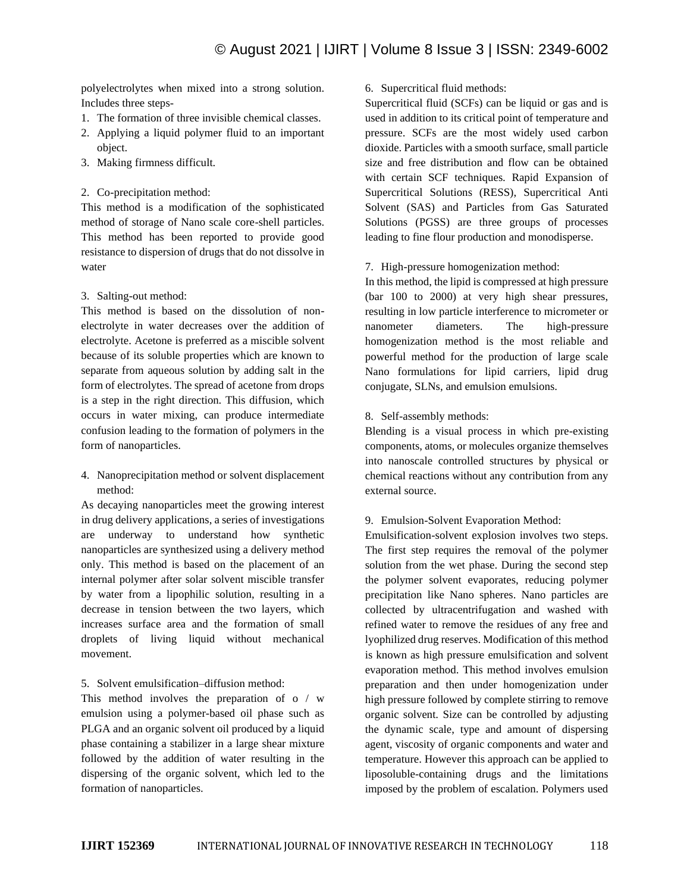polyelectrolytes when mixed into a strong solution. Includes three steps-

1. The formation of three invisible chemical classes.
2. Applying a liquid polymer fluid to an important object.
3. Making firmness difficult.

2. Co-precipitation method:

This method is a modification of the sophisticated method of storage of Nano scale core-shell particles. This method has been reported to provide good resistance to dispersion of drugs that do not dissolve in water

3. Salting-out method:

This method is based on the dissolution of non-electrolyte in water decreases over the addition of electrolyte. Acetone is preferred as a miscible solvent because of its soluble properties which are known to separate from aqueous solution by adding salt in the form of electrolytes. The spread of acetone from drops is a step in the right direction. This diffusion, which occurs in water mixing, can produce intermediate confusion leading to the formation of polymers in the form of nanoparticles.

4. Nanoprecipitation method or solvent displacement method:

As decaying nanoparticles meet the growing interest in drug delivery applications, a series of investigations are underway to understand how synthetic nanoparticles are synthesized using a delivery method only. This method is based on the placement of an internal polymer after solar solvent miscible transfer by water from a lipophilic solution, resulting in a decrease in tension between the two layers, which increases surface area and the formation of small droplets of living liquid without mechanical movement.

5. Solvent emulsification–diffusion method:

This method involves the preparation of o / w emulsion using a polymer-based oil phase such as PLGA and an organic solvent oil produced by a liquid phase containing a stabilizer in a large shear mixture followed by the addition of water resulting in the dispersing of the organic solvent, which led to the formation of nanoparticles.

6. Supercritical fluid methods:

Supercritical fluid (SCFs) can be liquid or gas and is used in addition to its critical point of temperature and pressure. SCFs are the most widely used carbon dioxide. Particles with a smooth surface, small particle size and free distribution and flow can be obtained with certain SCF techniques. Rapid Expansion of Supercritical Solutions (RESS), Supercritical Anti Solvent (SAS) and Particles from Gas Saturated Solutions (PGSS) are three groups of processes leading to fine flour production and monodisperse.

7. High-pressure homogenization method:

In this method, the lipid is compressed at high pressure (bar 100 to 2000) at very high shear pressures, resulting in low particle interference to micrometer or nanometer diameters. The high-pressure homogenization method is the most reliable and powerful method for the production of large scale Nano formulations for lipid carriers, lipid drug conjugate, SLNs, and emulsion emulsions.

8. Self-assembly methods:

Blending is a visual process in which pre-existing components, atoms, or molecules organize themselves into nanoscale controlled structures by physical or chemical reactions without any contribution from any external source.

9. Emulsion-Solvent Evaporation Method:

Emulsification-solvent explosion involves two steps. The first step requires the removal of the polymer solution from the wet phase. During the second step the polymer solvent evaporates, reducing polymer precipitation like Nano spheres. Nano particles are collected by ultracentrifugation and washed with refined water to remove the residues of any free and lyophilized drug reserves. Modification of this method is known as high pressure emulsification and solvent evaporation method. This method involves emulsion preparation and then under homogenization under high pressure followed by complete stirring to remove organic solvent. Size can be controlled by adjusting the dynamic scale, type and amount of dispersing agent, viscosity of organic components and water and temperature. However this approach can be applied to liposoluble-containing drugs and the limitations imposed by the problem of escalation. Polymers used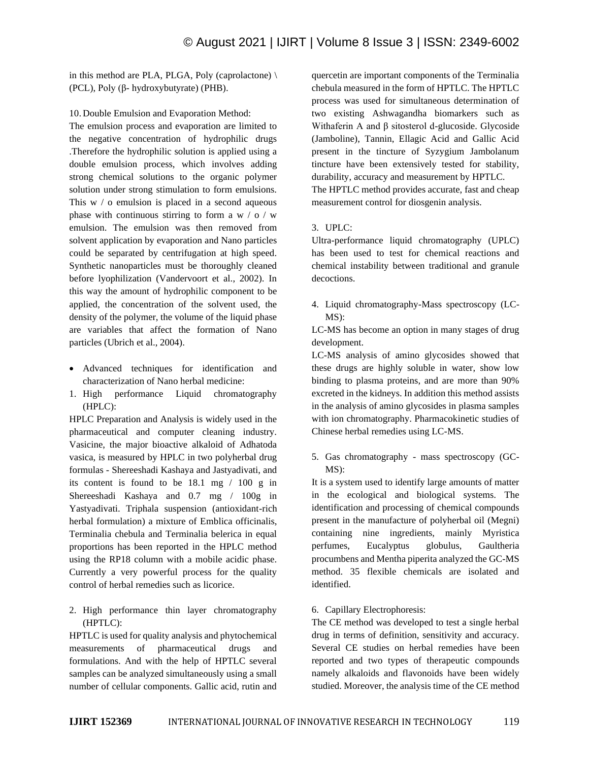in this method are PLA, PLGA, Poly (caprolactone) \ (PCL), Poly (β- hydroxybutyrate) (PHB).

10. Double Emulsion and Evaporation Method:

The emulsion process and evaporation are limited to the negative concentration of hydrophilic drugs .Therefore the hydrophilic solution is applied using a double emulsion process, which involves adding strong chemical solutions to the organic polymer solution under strong stimulation to form emulsions. This w / o emulsion is placed in a second aqueous phase with continuous stirring to form a w / o / w emulsion. The emulsion was then removed from solvent application by evaporation and Nano particles could be separated by centrifugation at high speed. Synthetic nanoparticles must be thoroughly cleaned before lyophilization (Vandervoort et al., 2002). In this way the amount of hydrophilic component to be applied, the concentration of the solvent used, the density of the polymer, the volume of the liquid phase are variables that affect the formation of Nano particles (Ubrich et al., 2004).

- Advanced techniques for identification and characterization of Nano herbal medicine:

1. High performance Liquid chromatography (HPLC):

HPLC Preparation and Analysis is widely used in the pharmaceutical and computer cleaning industry. Vasicine, the major bioactive alkaloid of Adhatoda vasica, is measured by HPLC in two polyherbal drug formulas - Shereeshadi Kashaya and Jastyadivati, and its content is found to be 18.1 mg / 100 g in Shereeshadi Kashaya and 0.7 mg / 100g in Yastyadivati. Triphala suspension (antioxidant-rich herbal formulation) a mixture of Emblica officinalis, Terminalia chebula and Terminalia belerica in equal proportions has been reported in the HPLC method using the RP18 column with a mobile acidic phase. Currently a very powerful process for the quality control of herbal remedies such as licorice.

2. High performance thin layer chromatography (HPTLC):

HPTLC is used for quality analysis and phytochemical measurements of pharmaceutical drugs and formulations. And with the help of HPTLC several samples can be analyzed simultaneously using a small number of cellular components. Gallic acid, rutin and quercetin are important components of the Terminalia chebula measured in the form of HPTLC. The HPTLC process was used for simultaneous determination of two existing Ashwagandha biomarkers such as Withaferin A and β sitosterol d-glucoside. Glycoside (Jamboline), Tannin, Ellagic Acid and Gallic Acid present in the tincture of Syzygium Jambolanum tincture have been extensively tested for stability, durability, accuracy and measurement by HPTLC.

The HPTLC method provides accurate, fast and cheap measurement control for diosgenin analysis.

3. UPLC:

Ultra-performance liquid chromatography (UPLC) has been used to test for chemical reactions and chemical instability between traditional and granule decoctions.

4. Liquid chromatography-Mass spectroscopy (LC-MS):

LC-MS has become an option in many stages of drug development.

LC-MS analysis of amino glycosides showed that these drugs are highly soluble in water, show low binding to plasma proteins, and are more than 90% excreted in the kidneys. In addition this method assists in the analysis of amino glycosides in plasma samples with ion chromatography. Pharmacokinetic studies of Chinese herbal remedies using LC-MS.

5. Gas chromatography - mass spectroscopy (GC-MS):

It is a system used to identify large amounts of matter in the ecological and biological systems. The identification and processing of chemical compounds present in the manufacture of polyherbal oil (Megni) containing nine ingredients, mainly Myristica perfumes, Eucalyptus globulus, Gaultheria procumbens and Mentha piperita analyzed the GC-MS method. 35 flexible chemicals are isolated and identified.

6. Capillary Electrophoresis:

The CE method was developed to test a single herbal drug in terms of definition, sensitivity and accuracy. Several CE studies on herbal remedies have been reported and two types of therapeutic compounds namely alkaloids and flavonoids have been widely studied. Moreover, the analysis time of the CE method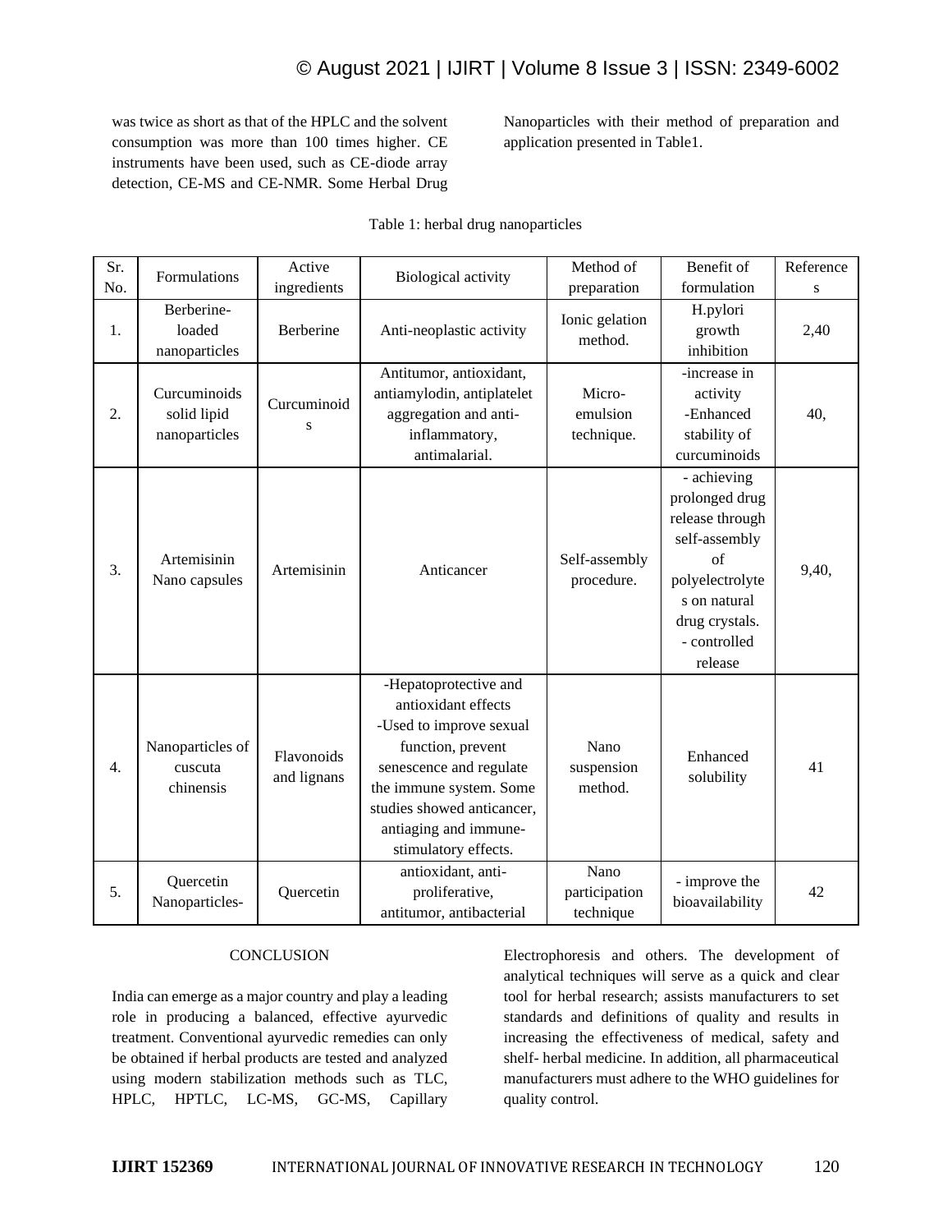was twice as short as that of the HPLC and the solvent consumption was more than 100 times higher. CE instruments have been used, such as CE-diode array detection, CE-MS and CE-NMR. Some Herbal Drug Nanoparticles with their method of preparation and application presented in Table1.

Table 1: herbal drug nanoparticles

| Sr. No. | Formulations | Active ingredients | Biological activity | Method of preparation | Benefit of formulation | References |
|---|---|---|---|---|---|---|
| 1. | Berberine-loaded nanoparticles | Berberine | Anti-neoplastic activity | Ionic gelation method. | H.pylori growth inhibition | 2,40 |
| 2. | Curcuminoids solid lipid nanoparticles | Curcuminoids | Antitumor, antioxidant, antiamylodin, antiplatelet aggregation and anti-inflammatory, antimalarial. | Micro-emulsion technique. | -increase in activity -Enhanced stability of curcuminoids | 40, |
| 3. | Artemisinin Nano capsules | Artemisinin | Anticancer | Self-assembly procedure. | - achieving prolonged drug release through self-assembly of polyelectrolytes on natural drug crystals. - controlled release | 9,40, |
| 4. | Nanoparticles of cuscuta chinensis | Flavonoids and lignans | -Hepatoprotective and antioxidant effects -Used to improve sexual function, prevent senescence and regulate the immune system. Some studies showed anticancer, antiaging and immune-stimulatory effects. | Nano suspension method. | Enhanced solubility | 41 |
| 5. | Quercetin Nanoparticles- | Quercetin | antioxidant, anti-proliferative, antitumor, antibacterial | Nano participation technique | - improve the bioavailability | 42 |

## CONCLUSION

India can emerge as a major country and play a leading role in producing a balanced, effective ayurvedic treatment. Conventional ayurvedic remedies can only be obtained if herbal products are tested and analyzed using modern stabilization methods such as TLC, HPLC, HPTLC, LC-MS, GC-MS, Capillary Electrophoresis and others. The development of analytical techniques will serve as a quick and clear tool for herbal research; assists manufacturers to set standards and definitions of quality and results in increasing the effectiveness of medical, safety and shelf- herbal medicine. In addition, all pharmaceutical manufacturers must adhere to the WHO guidelines for quality control.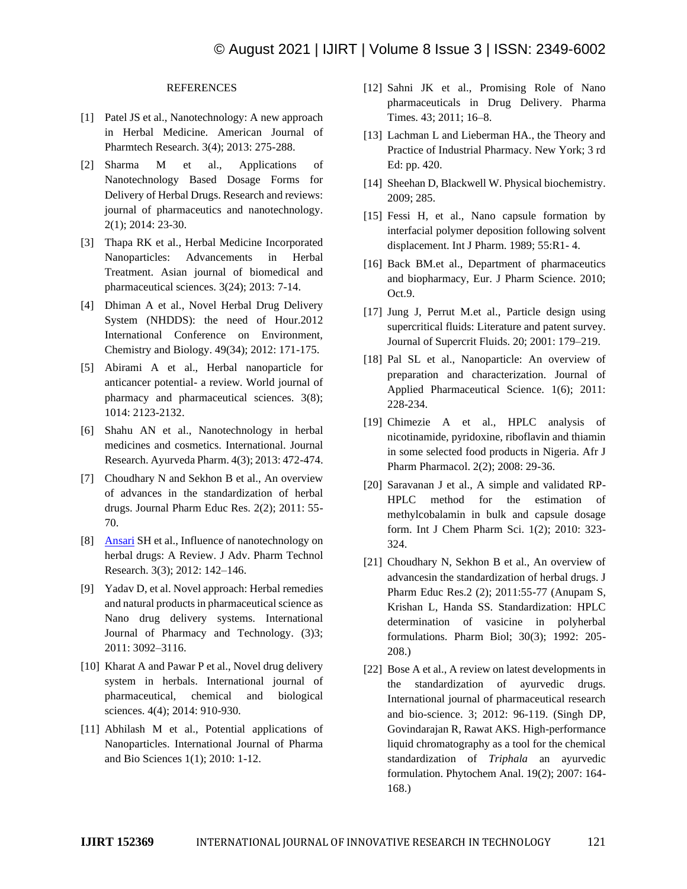## REFERENCES

[1] Patel JS et al., Nanotechnology: A new approach in Herbal Medicine. American Journal of Pharmtech Research. 3(4); 2013: 275-288.

[2] Sharma M et al., Applications of Nanotechnology Based Dosage Forms for Delivery of Herbal Drugs. Research and reviews: journal of pharmaceutics and nanotechnology. 2(1); 2014: 23-30.

[3] Thapa RK et al., Herbal Medicine Incorporated Nanoparticles: Advancements in Herbal Treatment. Asian journal of biomedical and pharmaceutical sciences. 3(24); 2013: 7-14.

[4] Dhiman A et al., Novel Herbal Drug Delivery System (NHDDS): the need of Hour.2012 International Conference on Environment, Chemistry and Biology. 49(34); 2012: 171-175.

[5] Abirami A et al., Herbal nanoparticle for anticancer potential- a review. World journal of pharmacy and pharmaceutical sciences. 3(8); 1014: 2123-2132.

[6] Shahu AN et al., Nanotechnology in herbal medicines and cosmetics. International. Journal Research. Ayurveda Pharm. 4(3); 2013: 472-474.

[7] Choudhary N and Sekhon B et al., An overview of advances in the standardization of herbal drugs. Journal Pharm Educ Res. 2(2); 2011: 55-70.

[8] Ansari SH et al., Influence of nanotechnology on herbal drugs: A Review. J Adv. Pharm Technol Research. 3(3); 2012: 142–146.

[9] Yadav D, et al. Novel approach: Herbal remedies and natural products in pharmaceutical science as Nano drug delivery systems. International Journal of Pharmacy and Technology. (3)3; 2011: 3092–3116.

[10] Kharat A and Pawar P et al., Novel drug delivery system in herbals. International journal of pharmaceutical, chemical and biological sciences. 4(4); 2014: 910-930.

[11] Abhilash M et al., Potential applications of Nanoparticles. International Journal of Pharma and Bio Sciences 1(1); 2010: 1-12.

[12] Sahni JK et al., Promising Role of Nano pharmaceuticals in Drug Delivery. Pharma Times. 43; 2011; 16–8.

[13] Lachman L and Lieberman HA., the Theory and Practice of Industrial Pharmacy. New York; 3 rd Ed: pp. 420.

[14] Sheehan D, Blackwell W. Physical biochemistry. 2009; 285.

[15] Fessi H, et al., Nano capsule formation by interfacial polymer deposition following solvent displacement. Int J Pharm. 1989; 55:R1- 4.

[16] Back BM.et al., Department of pharmaceutics and biopharmacy, Eur. J Pharm Science. 2010; Oct.9.

[17] Jung J, Perrut M.et al., Particle design using supercritical fluids: Literature and patent survey. Journal of Supercrit Fluids. 20; 2001: 179–219.

[18] Pal SL et al., Nanoparticle: An overview of preparation and characterization. Journal of Applied Pharmaceutical Science. 1(6); 2011: 228-234.

[19] Chimezie A et al., HPLC analysis of nicotinamide, pyridoxine, riboflavin and thiamin in some selected food products in Nigeria. Afr J Pharm Pharmacol. 2(2); 2008: 29-36.

[20] Saravanan J et al., A simple and validated RP-HPLC method for the estimation of methylcobalamin in bulk and capsule dosage form. Int J Chem Pharm Sci. 1(2); 2010: 323-324.

[21] Choudhary N, Sekhon B et al., An overview of advancesin the standardization of herbal drugs. J Pharm Educ Res.2 (2); 2011:55-77 (Anupam S, Krishan L, Handa SS. Standardization: HPLC determination of vasicine in polyherbal formulations. Pharm Biol; 30(3); 1992: 205-208.)

[22] Bose A et al., A review on latest developments in the standardization of ayurvedic drugs. International journal of pharmaceutical research and bio-science. 3; 2012: 96-119. (Singh DP, Govindarajan R, Rawat AKS. High-performance liquid chromatography as a tool for the chemical standardization of *Triphala* an ayurvedic formulation. Phytochem Anal. 19(2); 2007: 164-168.)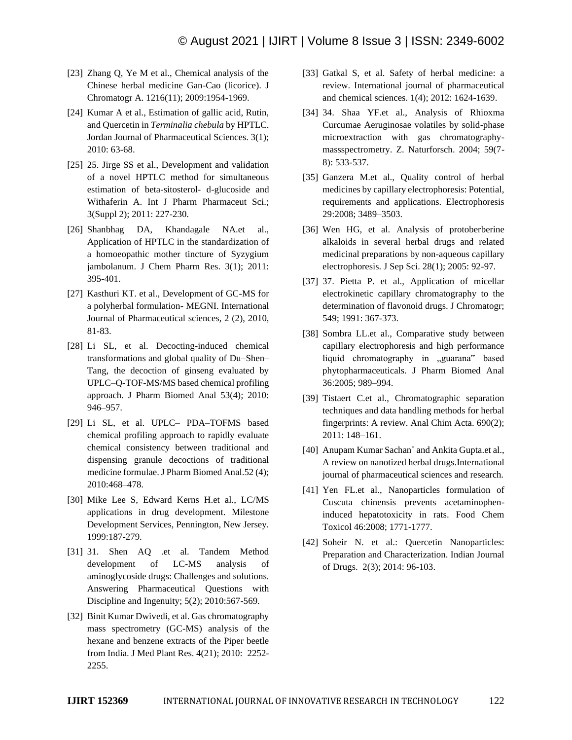[23] Zhang Q, Ye M et al., Chemical analysis of the Chinese herbal medicine Gan-Cao (licorice). J Chromatogr A. 1216(11); 2009:1954-1969.

[24] Kumar A et al., Estimation of gallic acid, Rutin, and Quercetin in *Terminalia chebula* by HPTLC. Jordan Journal of Pharmaceutical Sciences. 3(1); 2010: 63-68.

[25] 25. Jirge SS et al., Development and validation of a novel HPTLC method for simultaneous estimation of beta-sitosterol- d-glucoside and Withaferin A. Int J Pharm Pharmaceut Sci.; 3(Suppl 2); 2011: 227-230.

[26] Shanbhag DA, Khandagale NA.et al., Application of HPTLC in the standardization of a homoeopathic mother tincture of Syzygium jambolanum. J Chem Pharm Res. 3(1); 2011: 395-401.

[27] Kasthuri KT. et al., Development of GC-MS for a polyherbal formulation- MEGNI. International Journal of Pharmaceutical sciences, 2 (2), 2010, 81-83.

[28] Li SL, et al. Decocting-induced chemical transformations and global quality of Du–Shen–Tang, the decoction of ginseng evaluated by UPLC–Q-TOF-MS/MS based chemical profiling approach. J Pharm Biomed Anal 53(4); 2010: 946–957.

[29] Li SL, et al. UPLC– PDA–TOFMS based chemical profiling approach to rapidly evaluate chemical consistency between traditional and dispensing granule decoctions of traditional medicine formulae. J Pharm Biomed Anal.52 (4); 2010:468–478.

[30] Mike Lee S, Edward Kerns H.et al., LC/MS applications in drug development. Milestone Development Services, Pennington, New Jersey. 1999:187-279.

[31] 31. Shen AQ .et al. Tandem Method development of LC-MS analysis of aminoglycoside drugs: Challenges and solutions. Answering Pharmaceutical Questions with Discipline and Ingenuity; 5(2); 2010:567-569.

[32] Binit Kumar Dwivedi, et al. Gas chromatography mass spectrometry (GC-MS) analysis of the hexane and benzene extracts of the Piper beetle from India. J Med Plant Res. 4(21); 2010: 2252-2255.

[33] Gatkal S, et al. Safety of herbal medicine: a review. International journal of pharmaceutical and chemical sciences. 1(4); 2012: 1624-1639.

[34] 34. Shaa YF.et al., Analysis of Rhioxma Curcumae Aeruginosae volatiles by solid-phase microextraction with gas chromatography-massspectrometry. Z. Naturforsch. 2004; 59(7-8): 533-537.

[35] Ganzera M.et al., Quality control of herbal medicines by capillary electrophoresis: Potential, requirements and applications. Electrophoresis 29:2008; 3489–3503.

[36] Wen HG, et al. Analysis of protoberberine alkaloids in several herbal drugs and related medicinal preparations by non-aqueous capillary electrophoresis. J Sep Sci. 28(1); 2005: 92-97.

[37] 37. Pietta P. et al., Application of micellar electrokinetic capillary chromatography to the determination of flavonoid drugs. J Chromatogr; 549; 1991: 367-373.

[38] Sombra LL.et al., Comparative study between capillary electrophoresis and high performance liquid chromatography in „guarana" based phytopharmaceuticals. J Pharm Biomed Anal 36:2005; 989–994.

[39] Tistaert C.et al., Chromatographic separation techniques and data handling methods for herbal fingerprints: A review. Anal Chim Acta. 690(2); 2011: 148–161.

[40] Anupam Kumar Sachan* and Ankita Gupta.et al., A review on nanotized herbal drugs.International journal of pharmaceutical sciences and research.

[41] Yen FL.et al., Nanoparticles formulation of Cuscuta chinensis prevents acetaminophen-induced hepatotoxicity in rats. Food Chem Toxicol 46:2008; 1771-1777.

[42] Soheir N. et al.: Quercetin Nanoparticles: Preparation and Characterization. Indian Journal of Drugs. 2(3); 2014: 96-103.